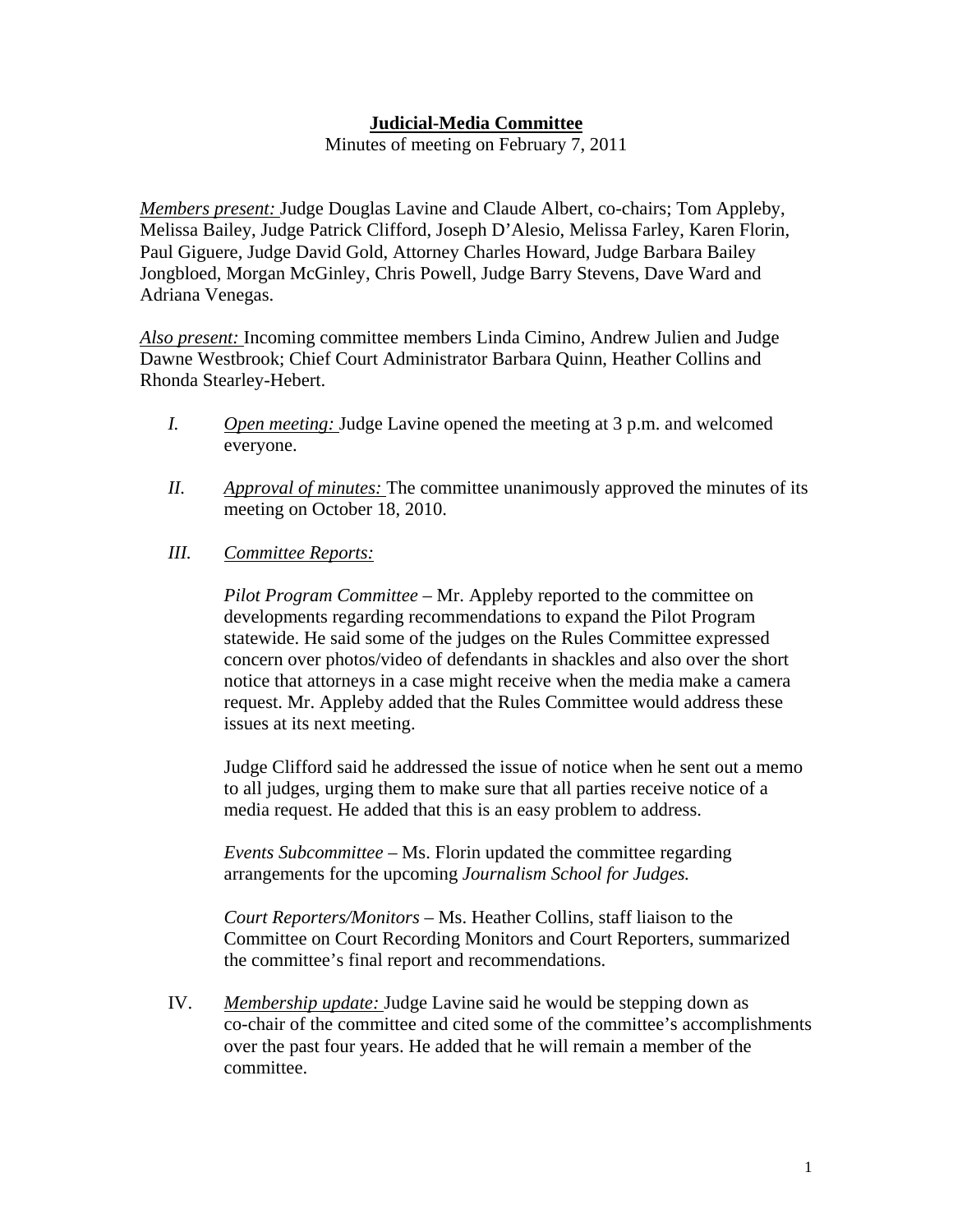# Judicial-Media Committee

Minutes of meeting on February 7, 2011

*Members present:* Judge Douglas Lavine and Claude Albert, co-chairs; Tom Appleby, Melissa Bailey, Judge Patrick Clifford, Joseph D'Alesio, Melissa Farley, Karen Florin, Paul Giguere, Judge David Gold, Attorney Charles Howard, Judge Barbara Bailey Jongbloed, Morgan McGinley, Chris Powell, Judge Barry Stevens, Dave Ward and Adriana Venegas.

*Also present:* Incoming committee members Linda Cimino, Andrew Julien and Judge Dawne Westbrook; Chief Court Administrator Barbara Quinn, Heather Collins and Rhonda Stearley-Hebert.

*I.* *Open meeting:* Judge Lavine opened the meeting at 3 p.m. and welcomed everyone.

*II.* *Approval of minutes:* The committee unanimously approved the minutes of its meeting on October 18, 2010.

*III.* *Committee Reports:*

*Pilot Program Committee* – Mr. Appleby reported to the committee on developments regarding recommendations to expand the Pilot Program statewide. He said some of the judges on the Rules Committee expressed concern over photos/video of defendants in shackles and also over the short notice that attorneys in a case might receive when the media make a camera request. Mr. Appleby added that the Rules Committee would address these issues at its next meeting.

Judge Clifford said he addressed the issue of notice when he sent out a memo to all judges, urging them to make sure that all parties receive notice of a media request. He added that this is an easy problem to address.

*Events Subcommittee* – Ms. Florin updated the committee regarding arrangements for the upcoming *Journalism School for Judges.*

*Court Reporters/Monitors* – Ms. Heather Collins, staff liaison to the Committee on Court Recording Monitors and Court Reporters, summarized the committee's final report and recommendations.

IV. *Membership update:* Judge Lavine said he would be stepping down as co-chair of the committee and cited some of the committee's accomplishments over the past four years. He added that he will remain a member of the committee.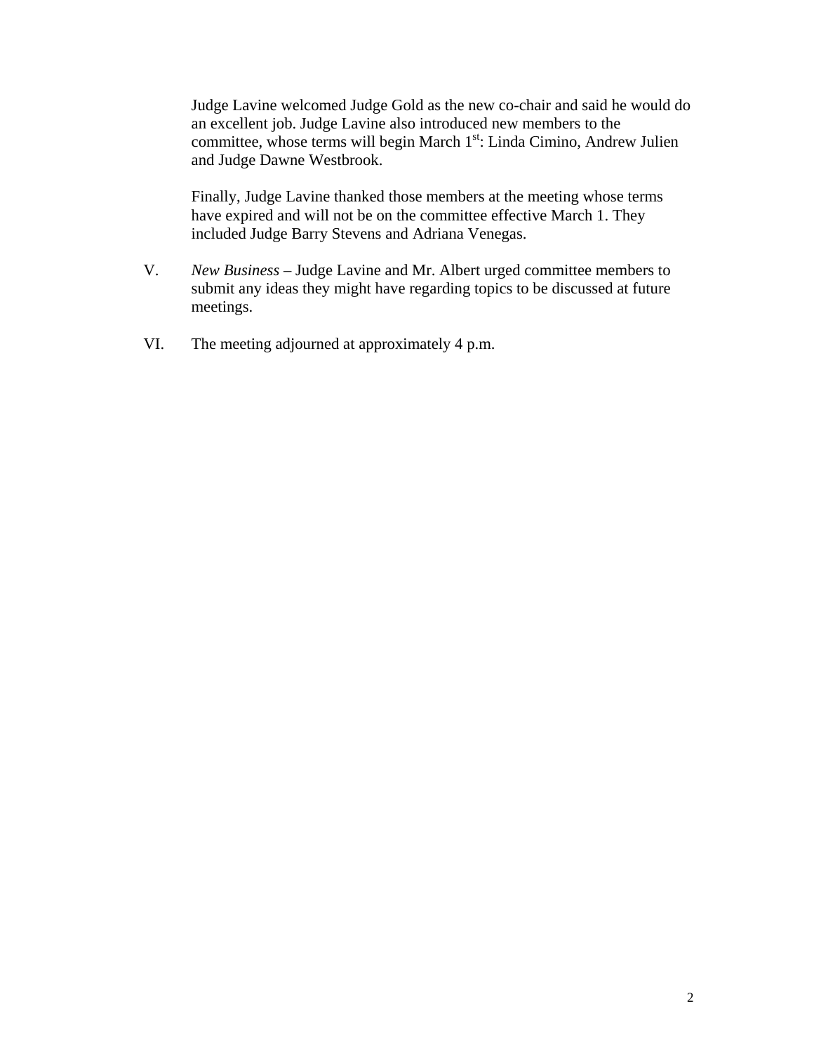Judge Lavine welcomed Judge Gold as the new co-chair and said he would do an excellent job. Judge Lavine also introduced new members to the committee, whose terms will begin March 1st: Linda Cimino, Andrew Julien and Judge Dawne Westbrook.

Finally, Judge Lavine thanked those members at the meeting whose terms have expired and will not be on the committee effective March 1. They included Judge Barry Stevens and Adriana Venegas.

V. *New Business* – Judge Lavine and Mr. Albert urged committee members to submit any ideas they might have regarding topics to be discussed at future meetings.

VI. The meeting adjourned at approximately 4 p.m.